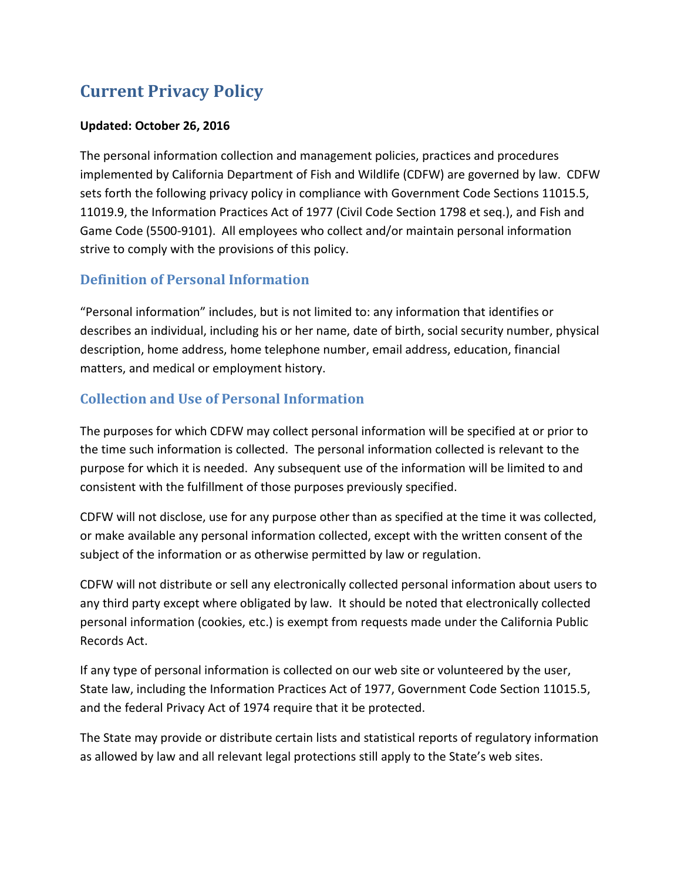# Current Privacy Policy

**Updated: October 26, 2016**

The personal information collection and management policies, practices and procedures implemented by California Department of Fish and Wildlife (CDFW) are governed by law. CDFW sets forth the following privacy policy in compliance with Government Code Sections 11015.5, 11019.9, the Information Practices Act of 1977 (Civil Code Section 1798 et seq.), and Fish and Game Code (5500-9101). All employees who collect and/or maintain personal information strive to comply with the provisions of this policy.

## Definition of Personal Information

"Personal information" includes, but is not limited to: any information that identifies or describes an individual, including his or her name, date of birth, social security number, physical description, home address, home telephone number, email address, education, financial matters, and medical or employment history.

## Collection and Use of Personal Information

The purposes for which CDFW may collect personal information will be specified at or prior to the time such information is collected. The personal information collected is relevant to the purpose for which it is needed. Any subsequent use of the information will be limited to and consistent with the fulfillment of those purposes previously specified.

CDFW will not disclose, use for any purpose other than as specified at the time it was collected, or make available any personal information collected, except with the written consent of the subject of the information or as otherwise permitted by law or regulation.

CDFW will not distribute or sell any electronically collected personal information about users to any third party except where obligated by law. It should be noted that electronically collected personal information (cookies, etc.) is exempt from requests made under the California Public Records Act.

If any type of personal information is collected on our web site or volunteered by the user, State law, including the Information Practices Act of 1977, Government Code Section 11015.5, and the federal Privacy Act of 1974 require that it be protected.

The State may provide or distribute certain lists and statistical reports of regulatory information as allowed by law and all relevant legal protections still apply to the State's web sites.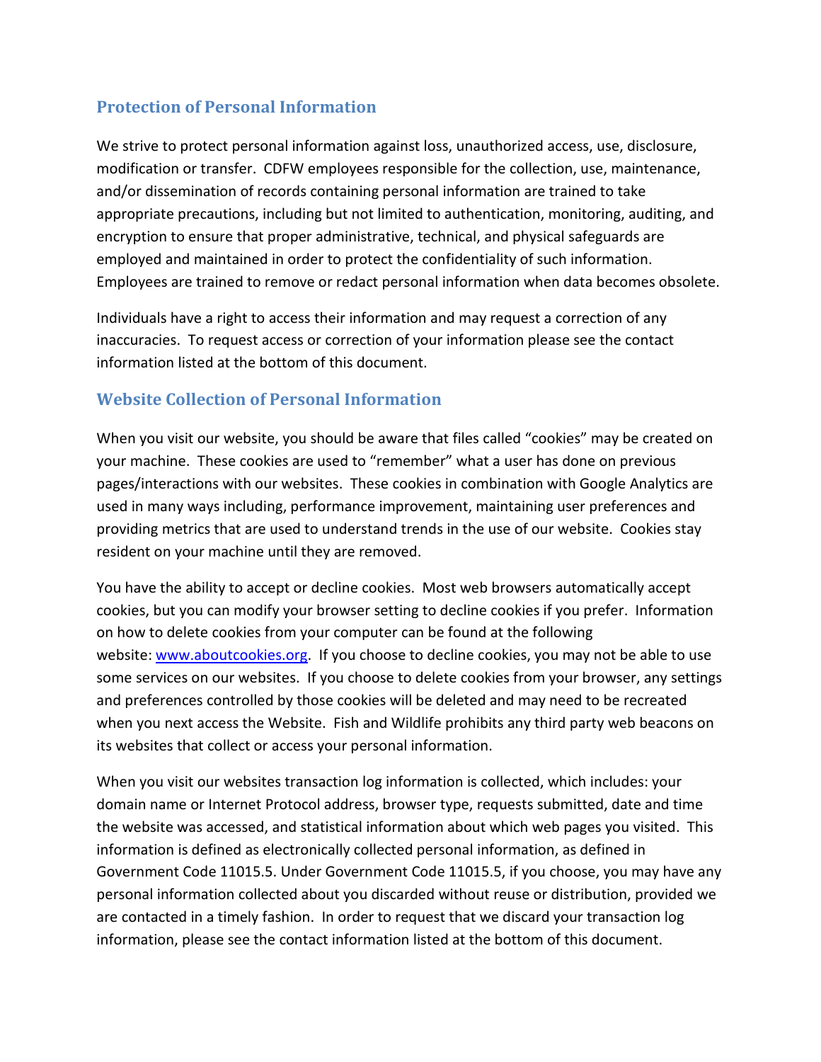## Protection of Personal Information

We strive to protect personal information against loss, unauthorized access, use, disclosure, modification or transfer. CDFW employees responsible for the collection, use, maintenance, and/or dissemination of records containing personal information are trained to take appropriate precautions, including but not limited to authentication, monitoring, auditing, and encryption to ensure that proper administrative, technical, and physical safeguards are employed and maintained in order to protect the confidentiality of such information. Employees are trained to remove or redact personal information when data becomes obsolete.

Individuals have a right to access their information and may request a correction of any inaccuracies. To request access or correction of your information please see the contact information listed at the bottom of this document.

## Website Collection of Personal Information

When you visit our website, you should be aware that files called "cookies" may be created on your machine. These cookies are used to "remember" what a user has done on previous pages/interactions with our websites. These cookies in combination with Google Analytics are used in many ways including, performance improvement, maintaining user preferences and providing metrics that are used to understand trends in the use of our website. Cookies stay resident on your machine until they are removed.

You have the ability to accept or decline cookies. Most web browsers automatically accept cookies, but you can modify your browser setting to decline cookies if you prefer. Information on how to delete cookies from your computer can be found at the following website: [www.aboutcookies.org](http://www.aboutcookies.org). If you choose to decline cookies, you may not be able to use some services on our websites. If you choose to delete cookies from your browser, any settings and preferences controlled by those cookies will be deleted and may need to be recreated when you next access the Website. Fish and Wildlife prohibits any third party web beacons on its websites that collect or access your personal information.

When you visit our websites transaction log information is collected, which includes: your domain name or Internet Protocol address, browser type, requests submitted, date and time the website was accessed, and statistical information about which web pages you visited. This information is defined as electronically collected personal information, as defined in Government Code 11015.5. Under Government Code 11015.5, if you choose, you may have any personal information collected about you discarded without reuse or distribution, provided we are contacted in a timely fashion. In order to request that we discard your transaction log information, please see the contact information listed at the bottom of this document.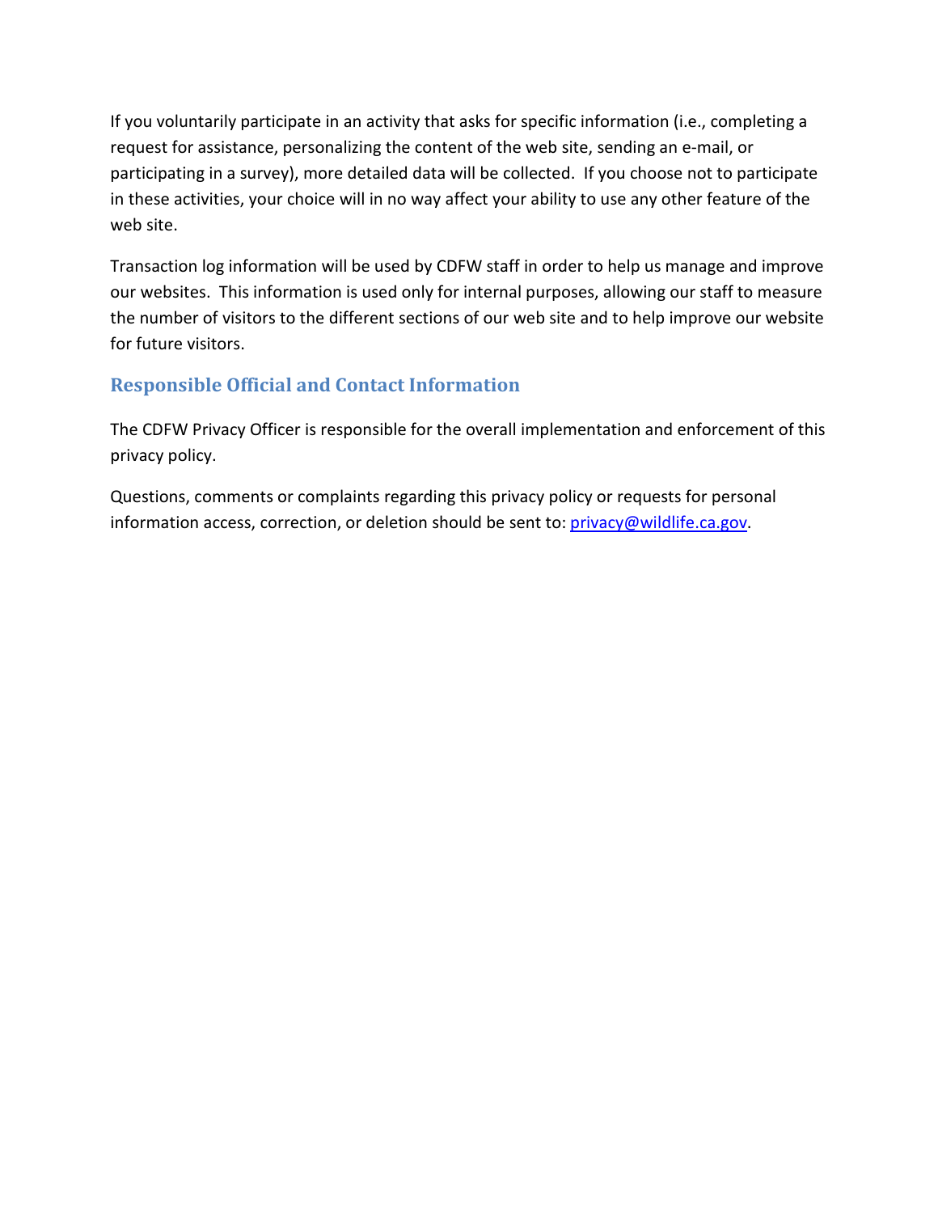If you voluntarily participate in an activity that asks for specific information (i.e., completing a request for assistance, personalizing the content of the web site, sending an e-mail, or participating in a survey), more detailed data will be collected. If you choose not to participate in these activities, your choice will in no way affect your ability to use any other feature of the web site.

Transaction log information will be used by CDFW staff in order to help us manage and improve our websites. This information is used only for internal purposes, allowing our staff to measure the number of visitors to the different sections of our web site and to help improve our website for future visitors.

## Responsible Official and Contact Information

The CDFW Privacy Officer is responsible for the overall implementation and enforcement of this privacy policy.

Questions, comments or complaints regarding this privacy policy or requests for personal information access, correction, or deletion should be sent to: [privacy@wildlife.ca.gov](mailto:privacy@wildlife.ca.gov).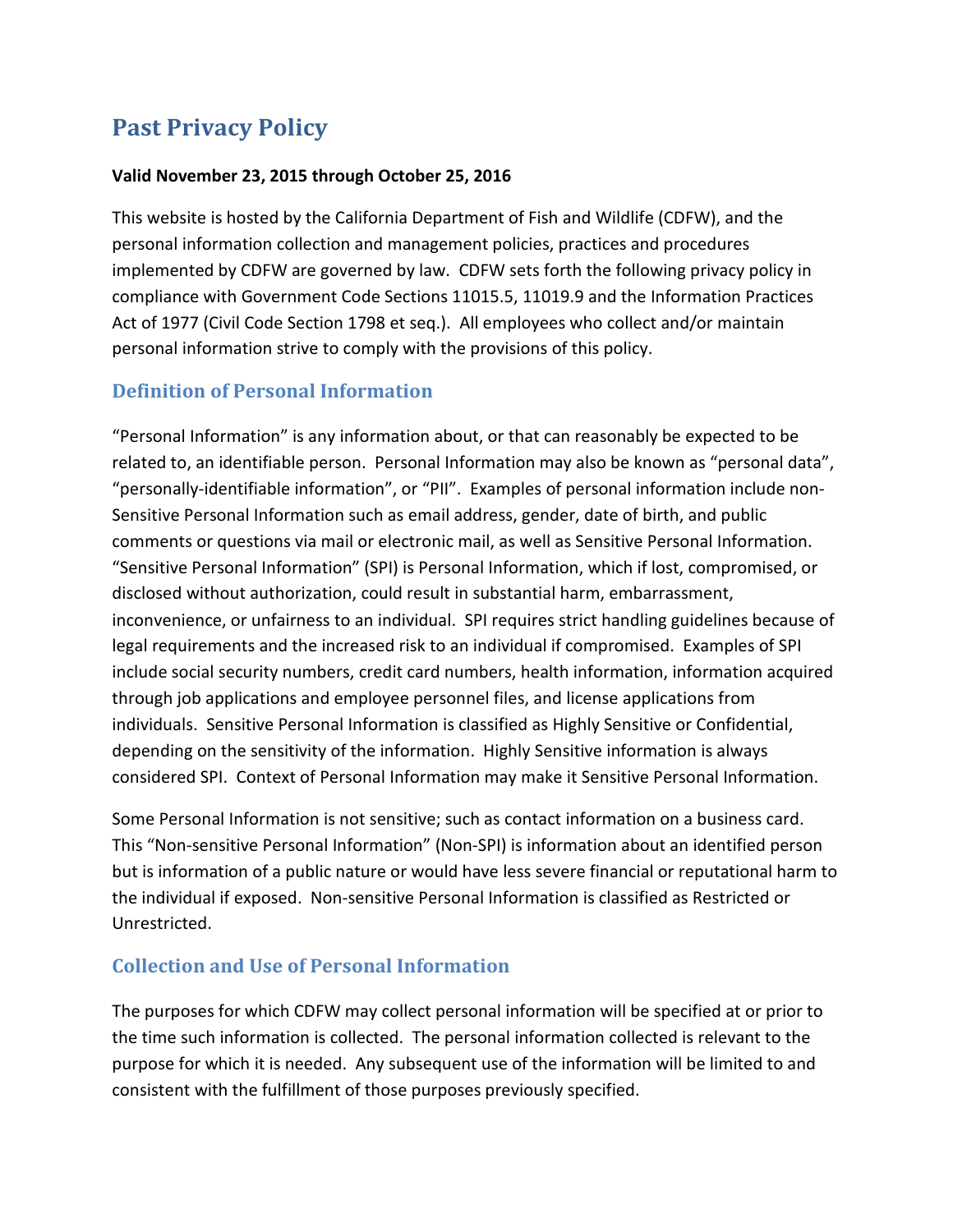# Past Privacy Policy

**Valid November 23, 2015 through October 25, 2016**

This website is hosted by the California Department of Fish and Wildlife (CDFW), and the personal information collection and management policies, practices and procedures implemented by CDFW are governed by law. CDFW sets forth the following privacy policy in compliance with Government Code Sections 11015.5, 11019.9 and the Information Practices Act of 1977 (Civil Code Section 1798 et seq.). All employees who collect and/or maintain personal information strive to comply with the provisions of this policy.

## Definition of Personal Information

"Personal Information" is any information about, or that can reasonably be expected to be related to, an identifiable person. Personal Information may also be known as "personal data", "personally-identifiable information", or "PII". Examples of personal information include non-Sensitive Personal Information such as email address, gender, date of birth, and public comments or questions via mail or electronic mail, as well as Sensitive Personal Information. "Sensitive Personal Information" (SPI) is Personal Information, which if lost, compromised, or disclosed without authorization, could result in substantial harm, embarrassment, inconvenience, or unfairness to an individual. SPI requires strict handling guidelines because of legal requirements and the increased risk to an individual if compromised. Examples of SPI include social security numbers, credit card numbers, health information, information acquired through job applications and employee personnel files, and license applications from individuals. Sensitive Personal Information is classified as Highly Sensitive or Confidential, depending on the sensitivity of the information. Highly Sensitive information is always considered SPI. Context of Personal Information may make it Sensitive Personal Information.

Some Personal Information is not sensitive; such as contact information on a business card. This "Non-sensitive Personal Information" (Non-SPI) is information about an identified person but is information of a public nature or would have less severe financial or reputational harm to the individual if exposed. Non-sensitive Personal Information is classified as Restricted or Unrestricted.

## Collection and Use of Personal Information

The purposes for which CDFW may collect personal information will be specified at or prior to the time such information is collected. The personal information collected is relevant to the purpose for which it is needed. Any subsequent use of the information will be limited to and consistent with the fulfillment of those purposes previously specified.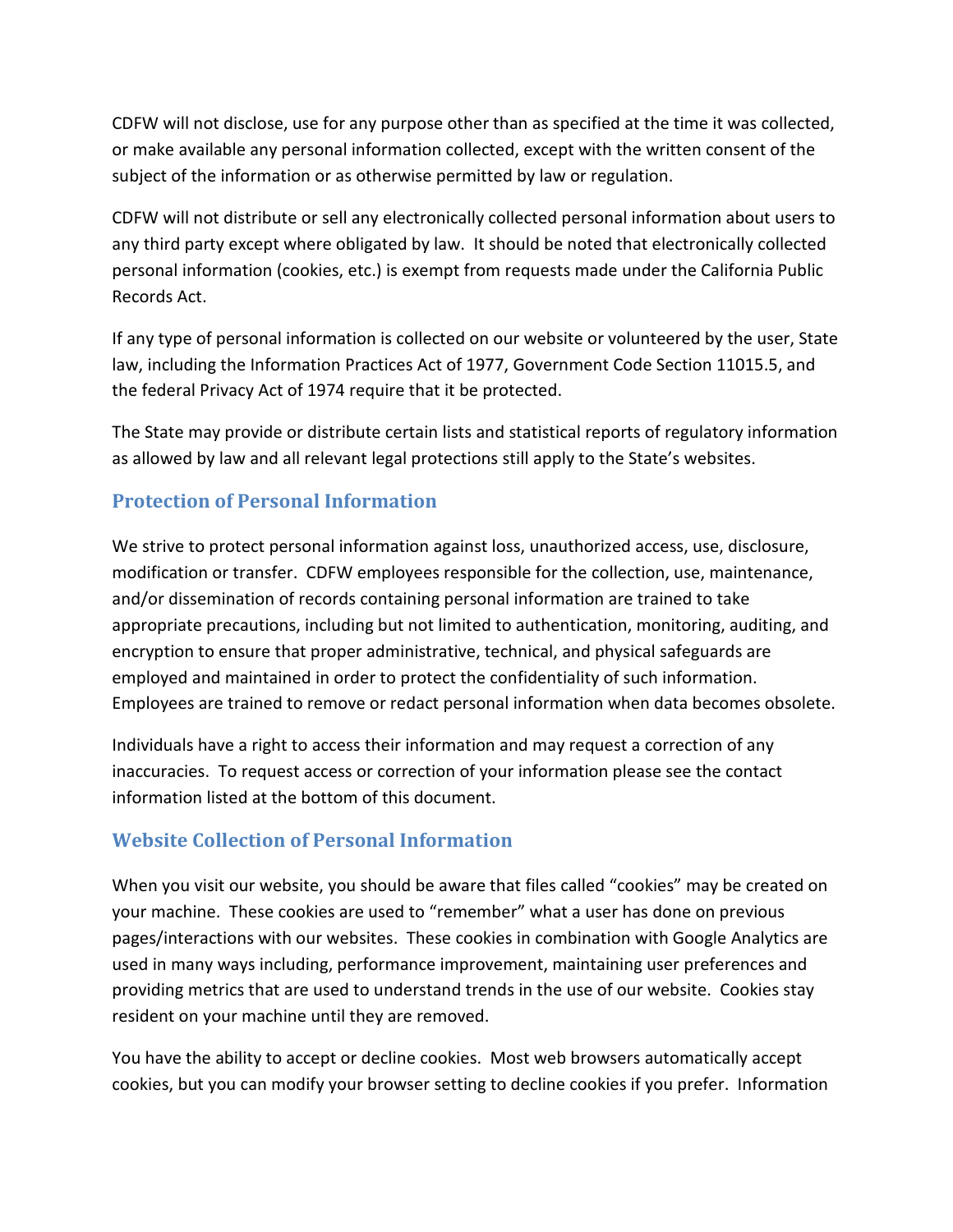CDFW will not disclose, use for any purpose other than as specified at the time it was collected, or make available any personal information collected, except with the written consent of the subject of the information or as otherwise permitted by law or regulation.

CDFW will not distribute or sell any electronically collected personal information about users to any third party except where obligated by law. It should be noted that electronically collected personal information (cookies, etc.) is exempt from requests made under the California Public Records Act.

If any type of personal information is collected on our website or volunteered by the user, State law, including the Information Practices Act of 1977, Government Code Section 11015.5, and the federal Privacy Act of 1974 require that it be protected.

The State may provide or distribute certain lists and statistical reports of regulatory information as allowed by law and all relevant legal protections still apply to the State's websites.

## Protection of Personal Information

We strive to protect personal information against loss, unauthorized access, use, disclosure, modification or transfer. CDFW employees responsible for the collection, use, maintenance, and/or dissemination of records containing personal information are trained to take appropriate precautions, including but not limited to authentication, monitoring, auditing, and encryption to ensure that proper administrative, technical, and physical safeguards are employed and maintained in order to protect the confidentiality of such information. Employees are trained to remove or redact personal information when data becomes obsolete.

Individuals have a right to access their information and may request a correction of any inaccuracies. To request access or correction of your information please see the contact information listed at the bottom of this document.

## Website Collection of Personal Information

When you visit our website, you should be aware that files called "cookies" may be created on your machine. These cookies are used to "remember" what a user has done on previous pages/interactions with our websites. These cookies in combination with Google Analytics are used in many ways including, performance improvement, maintaining user preferences and providing metrics that are used to understand trends in the use of our website. Cookies stay resident on your machine until they are removed.

You have the ability to accept or decline cookies. Most web browsers automatically accept cookies, but you can modify your browser setting to decline cookies if you prefer. Information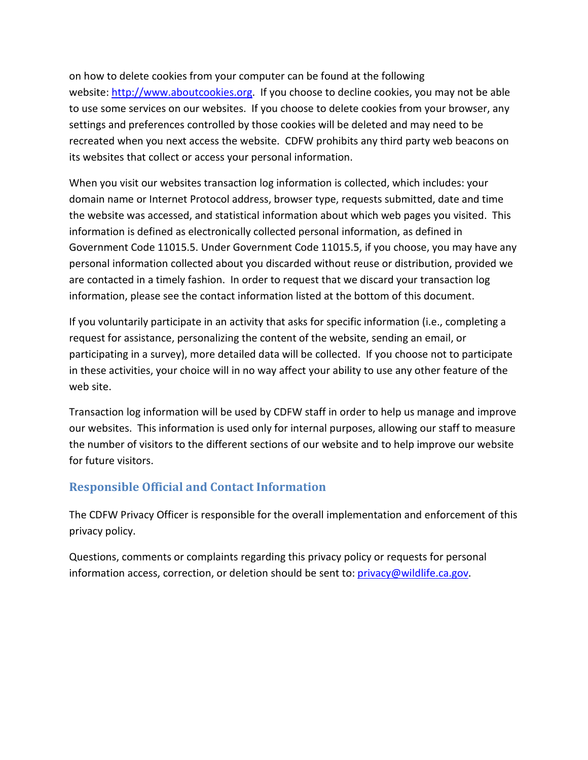on how to delete cookies from your computer can be found at the following website: [http://www.aboutcookies.org](http://www.aboutcookies.org). If you choose to decline cookies, you may not be able to use some services on our websites. If you choose to delete cookies from your browser, any settings and preferences controlled by those cookies will be deleted and may need to be recreated when you next access the website. CDFW prohibits any third party web beacons on its websites that collect or access your personal information.

When you visit our websites transaction log information is collected, which includes: your domain name or Internet Protocol address, browser type, requests submitted, date and time the website was accessed, and statistical information about which web pages you visited. This information is defined as electronically collected personal information, as defined in Government Code 11015.5. Under Government Code 11015.5, if you choose, you may have any personal information collected about you discarded without reuse or distribution, provided we are contacted in a timely fashion. In order to request that we discard your transaction log information, please see the contact information listed at the bottom of this document.

If you voluntarily participate in an activity that asks for specific information (i.e., completing a request for assistance, personalizing the content of the website, sending an email, or participating in a survey), more detailed data will be collected. If you choose not to participate in these activities, your choice will in no way affect your ability to use any other feature of the web site.

Transaction log information will be used by CDFW staff in order to help us manage and improve our websites. This information is used only for internal purposes, allowing our staff to measure the number of visitors to the different sections of our website and to help improve our website for future visitors.

## Responsible Official and Contact Information

The CDFW Privacy Officer is responsible for the overall implementation and enforcement of this privacy policy.

Questions, comments or complaints regarding this privacy policy or requests for personal information access, correction, or deletion should be sent to: [privacy@wildlife.ca.gov](mailto:privacy@wildlife.ca.gov).